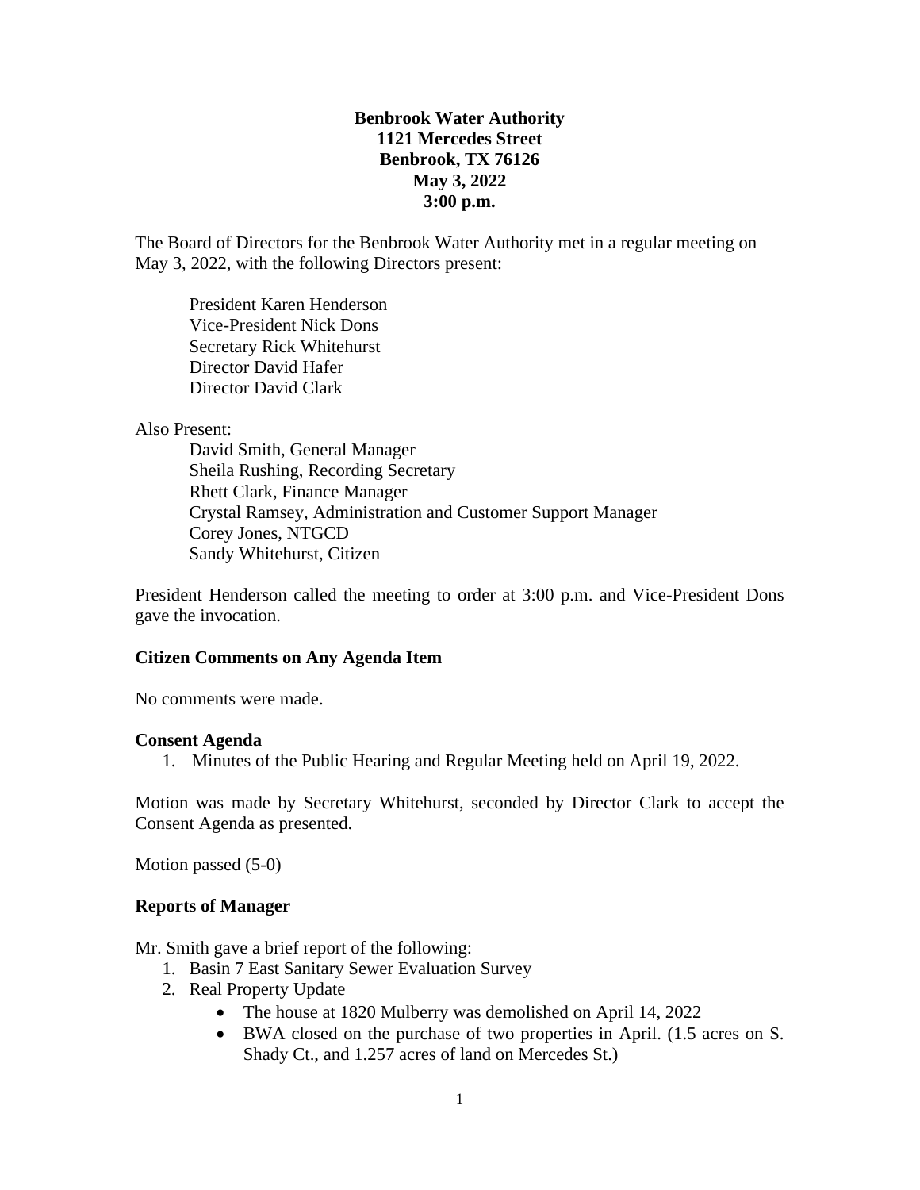**Benbrook Water Authority**
**1121 Mercedes Street**
**Benbrook, TX 76126**
**May 3, 2022**
**3:00 p.m.**

The Board of Directors for the Benbrook Water Authority met in a regular meeting on May 3, 2022, with the following Directors present:

President Karen Henderson
Vice-President Nick Dons
Secretary Rick Whitehurst
Director David Hafer
Director David Clark

Also Present:

David Smith, General Manager
Sheila Rushing, Recording Secretary
Rhett Clark, Finance Manager
Crystal Ramsey, Administration and Customer Support Manager
Corey Jones, NTGCD
Sandy Whitehurst, Citizen

President Henderson called the meeting to order at 3:00 p.m. and Vice-President Dons gave the invocation.

**Citizen Comments on Any Agenda Item**

No comments were made.

**Consent Agenda**

1. Minutes of the Public Hearing and Regular Meeting held on April 19, 2022.

Motion was made by Secretary Whitehurst, seconded by Director Clark to accept the Consent Agenda as presented.

Motion passed (5-0)

**Reports of Manager**

Mr. Smith gave a brief report of the following:

1. Basin 7 East Sanitary Sewer Evaluation Survey
2. Real Property Update
   - The house at 1820 Mulberry was demolished on April 14, 2022
   - BWA closed on the purchase of two properties in April. (1.5 acres on S. Shady Ct., and 1.257 acres of land on Mercedes St.)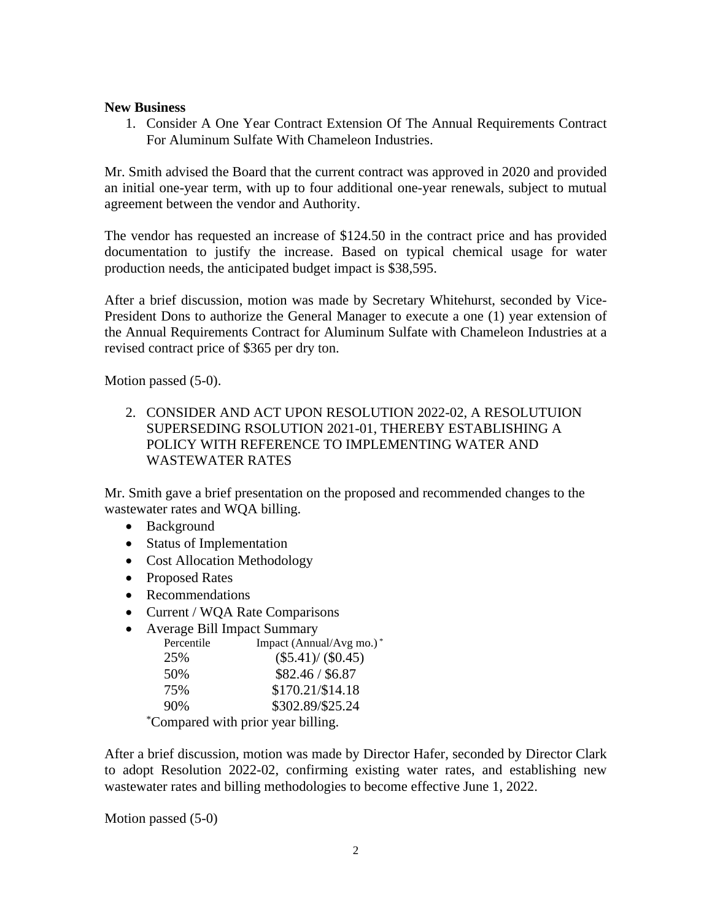**New Business**

1. Consider A One Year Contract Extension Of The Annual Requirements Contract For Aluminum Sulfate With Chameleon Industries.

Mr. Smith advised the Board that the current contract was approved in 2020 and provided an initial one-year term, with up to four additional one-year renewals, subject to mutual agreement between the vendor and Authority.

The vendor has requested an increase of $124.50 in the contract price and has provided documentation to justify the increase. Based on typical chemical usage for water production needs, the anticipated budget impact is $38,595.

After a brief discussion, motion was made by Secretary Whitehurst, seconded by Vice-President Dons to authorize the General Manager to execute a one (1) year extension of the Annual Requirements Contract for Aluminum Sulfate with Chameleon Industries at a revised contract price of $365 per dry ton.

Motion passed (5-0).

2. CONSIDER AND ACT UPON RESOLUTION 2022-02, A RESOLUTUION SUPERSEDING RSOLUTION 2021-01, THEREBY ESTABLISHING A POLICY WITH REFERENCE TO IMPLEMENTING WATER AND WASTEWATER RATES

Mr. Smith gave a brief presentation on the proposed and recommended changes to the wastewater rates and WQA billing.

- Background
- Status of Implementation
- Cost Allocation Methodology
- Proposed Rates
- Recommendations
- Current / WQA Rate Comparisons
- Average Bill Impact Summary

| Percentile | Impact (Annual/Avg mo.)* |
|---|---|
| 25% | ($5.41)/ ($0.45) |
| 50% | $82.46 / $6.87 |
| 75% | $170.21/$14.18 |
| 90% | $302.89/$25.24 |

*Compared with prior year billing.

After a brief discussion, motion was made by Director Hafer, seconded by Director Clark to adopt Resolution 2022-02, confirming existing water rates, and establishing new wastewater rates and billing methodologies to become effective June 1, 2022.

Motion passed (5-0)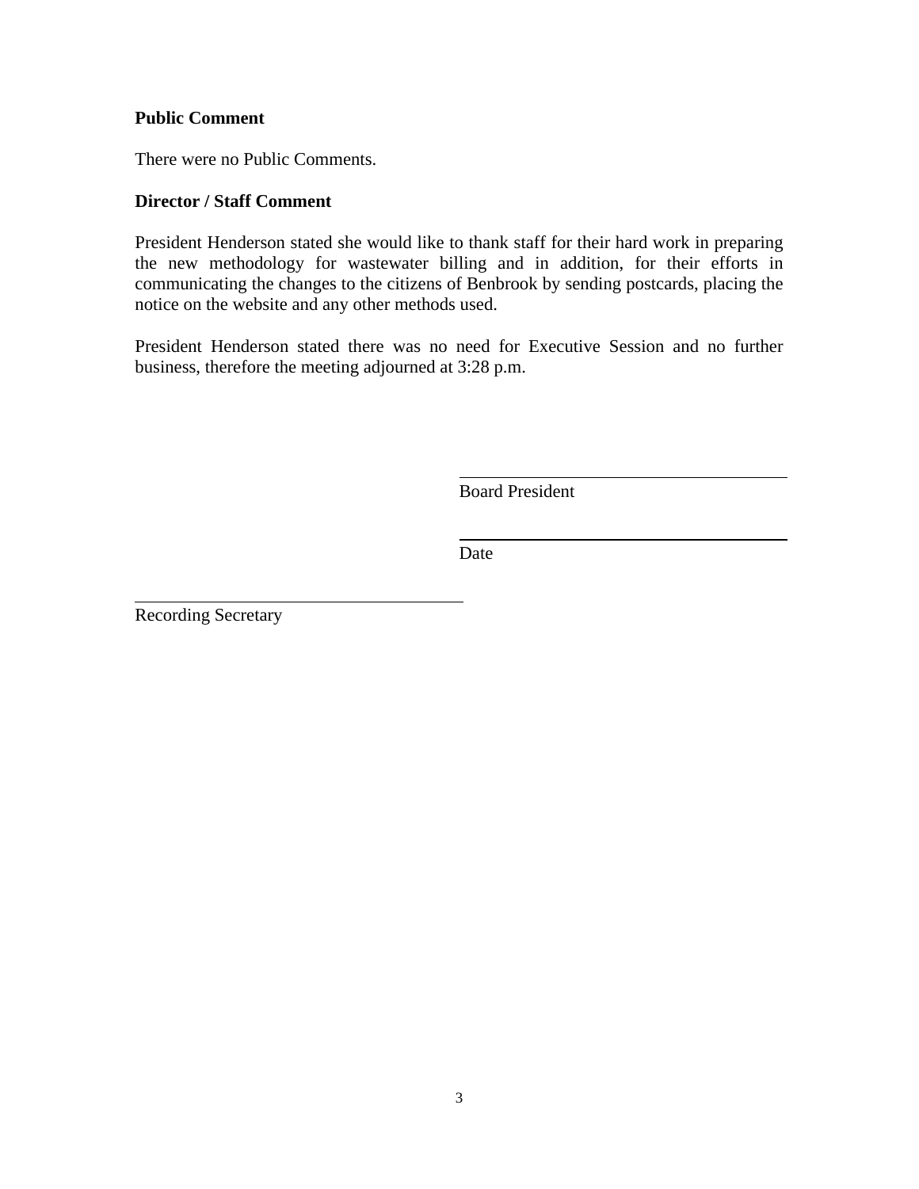**Public Comment**

There were no Public Comments.

**Director / Staff Comment**

President Henderson stated she would like to thank staff for their hard work in preparing the new methodology for wastewater billing and in addition, for their efforts in communicating the changes to the citizens of Benbrook by sending postcards, placing the notice on the website and any other methods used.

President Henderson stated there was no need for Executive Session and no further business, therefore the meeting adjourned at 3:28 p.m.

\_\_\_\_\_\_\_\_\_\_\_\_\_\_\_\_\_\_\_\_\_\_\_\_\_\_\_\_\_\_\_\_\_\_\_\_
Board President

\_\_\_\_\_\_\_\_\_\_\_\_\_\_\_\_\_\_\_\_\_\_\_\_\_\_\_\_\_\_\_\_\_\_\_\_
Date

\_\_\_\_\_\_\_\_\_\_\_\_\_\_\_\_\_\_\_\_\_\_\_\_\_\_\_\_\_\_\_\_\_\_\_\_
Recording Secretary